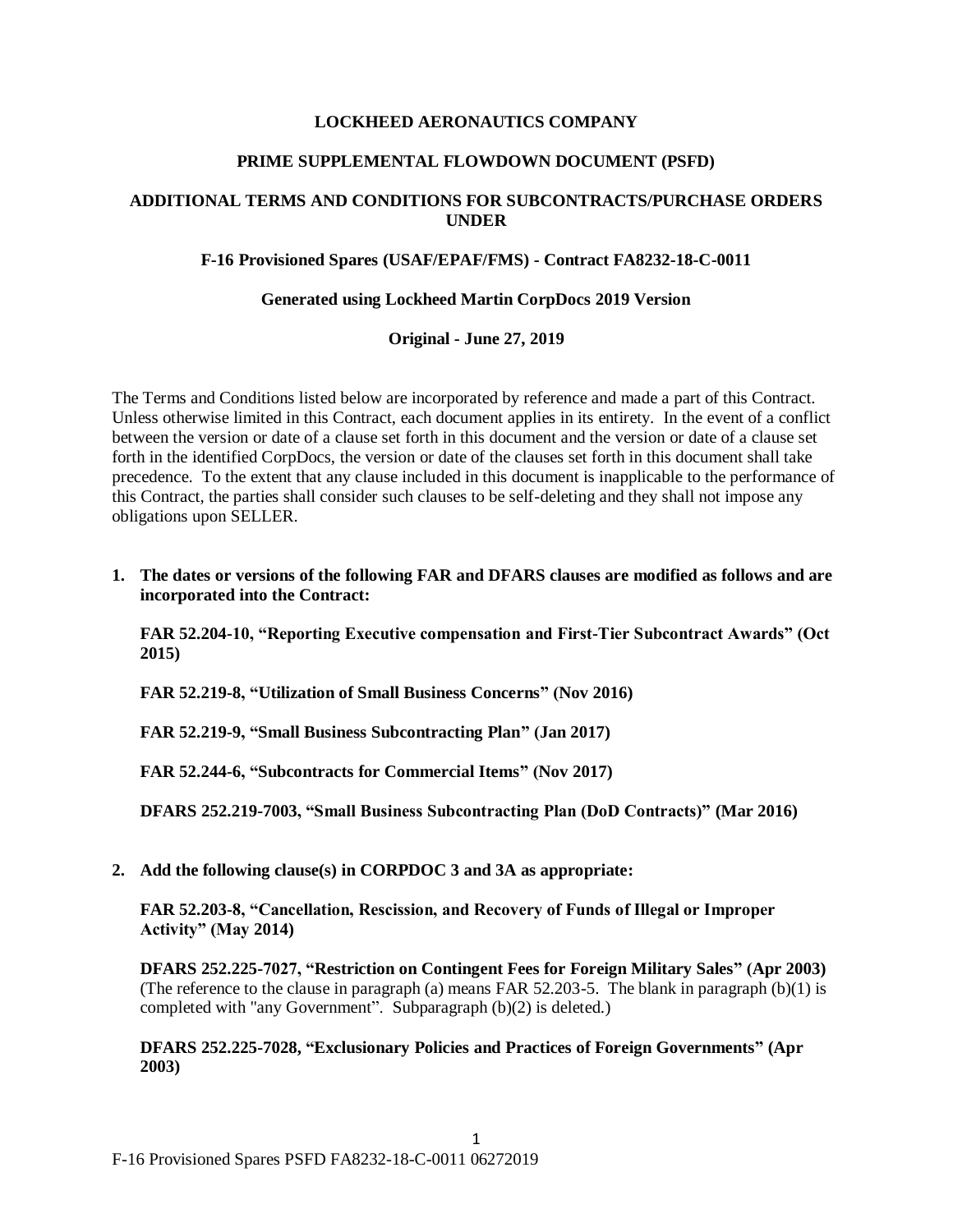**LOCKHEED AERONAUTICS COMPANY**

**PRIME SUPPLEMENTAL FLOWDOWN DOCUMENT (PSFD)**

**ADDITIONAL TERMS AND CONDITIONS FOR SUBCONTRACTS/PURCHASE ORDERS UNDER**

**F-16 Provisioned Spares (USAF/EPAF/FMS) - Contract FA8232-18-C-0011**

**Generated using Lockheed Martin CorpDocs 2019 Version**

**Original - June 27, 2019**

The Terms and Conditions listed below are incorporated by reference and made a part of this Contract. Unless otherwise limited in this Contract, each document applies in its entirety. In the event of a conflict between the version or date of a clause set forth in this document and the version or date of a clause set forth in the identified CorpDocs, the version or date of the clauses set forth in this document shall take precedence. To the extent that any clause included in this document is inapplicable to the performance of this Contract, the parties shall consider such clauses to be self-deleting and they shall not impose any obligations upon SELLER.

1. **The dates or versions of the following FAR and DFARS clauses are modified as follows and are incorporated into the Contract:**

   **FAR 52.204-10, "Reporting Executive compensation and First-Tier Subcontract Awards" (Oct 2015)**

   **FAR 52.219-8, "Utilization of Small Business Concerns" (Nov 2016)**

   **FAR 52.219-9, "Small Business Subcontracting Plan" (Jan 2017)**

   **FAR 52.244-6, "Subcontracts for Commercial Items" (Nov 2017)**

   **DFARS 252.219-7003, "Small Business Subcontracting Plan (DoD Contracts)" (Mar 2016)**

2. **Add the following clause(s) in CORPDOC 3 and 3A as appropriate:**

   **FAR 52.203-8, "Cancellation, Rescission, and Recovery of Funds of Illegal or Improper Activity" (May 2014)**

   **DFARS 252.225-7027, "Restriction on Contingent Fees for Foreign Military Sales" (Apr 2003)** (The reference to the clause in paragraph (a) means FAR 52.203-5. The blank in paragraph (b)(1) is completed with "any Government". Subparagraph (b)(2) is deleted.)

   **DFARS 252.225-7028, "Exclusionary Policies and Practices of Foreign Governments" (Apr 2003)**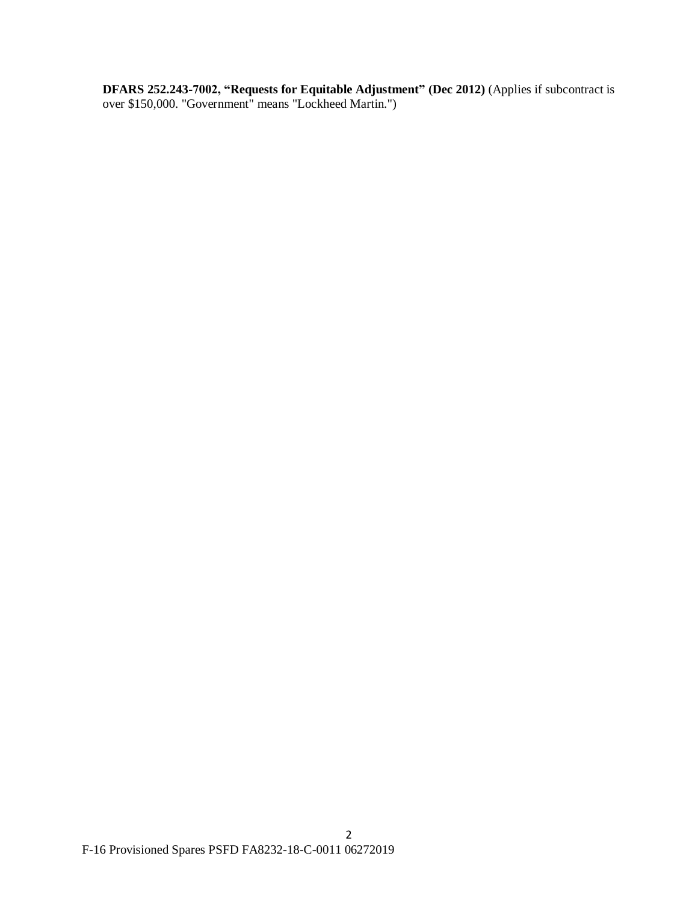**DFARS 252.243-7002, "Requests for Equitable Adjustment" (Dec 2012)** (Applies if subcontract is over $150,000. "Government" means "Lockheed Martin.")